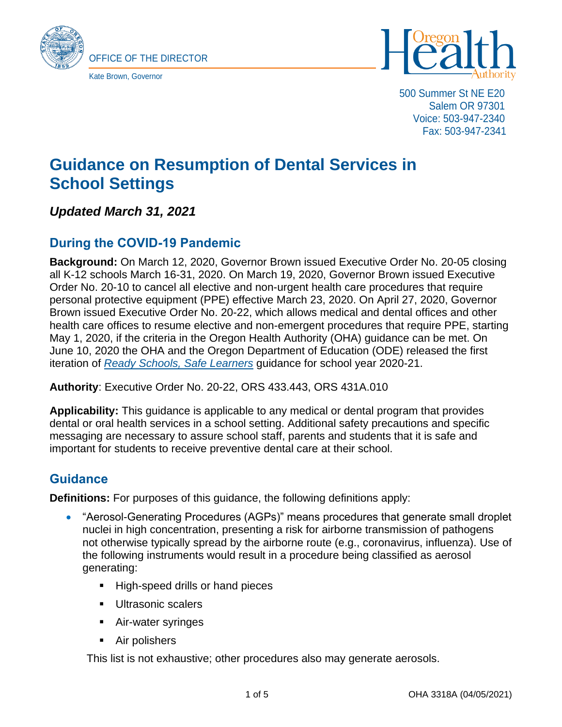OFFICE OF THE DIRECTOR

Kate Brown, Governor

500 Summer St NE E20
Salem OR 97301
Voice: 503-947-2340
Fax: 503-947-2341

# Guidance on Resumption of Dental Services in School Settings

***Updated March 31, 2021***

## During the COVID-19 Pandemic

**Background:** On March 12, 2020, Governor Brown issued Executive Order No. 20-05 closing all K-12 schools March 16-31, 2020. On March 19, 2020, Governor Brown issued Executive Order No. 20-10 to cancel all elective and non-urgent health care procedures that require personal protective equipment (PPE) effective March 23, 2020. On April 27, 2020, Governor Brown issued Executive Order No. 20-22, which allows medical and dental offices and other health care offices to resume elective and non-emergent procedures that require PPE, starting May 1, 2020, if the criteria in the Oregon Health Authority (OHA) guidance can be met. On June 10, 2020 the OHA and the Oregon Department of Education (ODE) released the first iteration of *Ready Schools, Safe Learners* guidance for school year 2020-21.

**Authority**: Executive Order No. 20-22, ORS 433.443, ORS 431A.010

**Applicability:** This guidance is applicable to any medical or dental program that provides dental or oral health services in a school setting. Additional safety precautions and specific messaging are necessary to assure school staff, parents and students that it is safe and important for students to receive preventive dental care at their school.

## Guidance

**Definitions:** For purposes of this guidance, the following definitions apply:

- "Aerosol-Generating Procedures (AGPs)" means procedures that generate small droplet nuclei in high concentration, presenting a risk for airborne transmission of pathogens not otherwise typically spread by the airborne route (e.g., coronavirus, influenza). Use of the following instruments would result in a procedure being classified as aerosol generating:
  - High-speed drills or hand pieces
  - Ultrasonic scalers
  - Air-water syringes
  - Air polishers

  This list is not exhaustive; other procedures also may generate aerosols.

OHA 3318A (04/05/2021)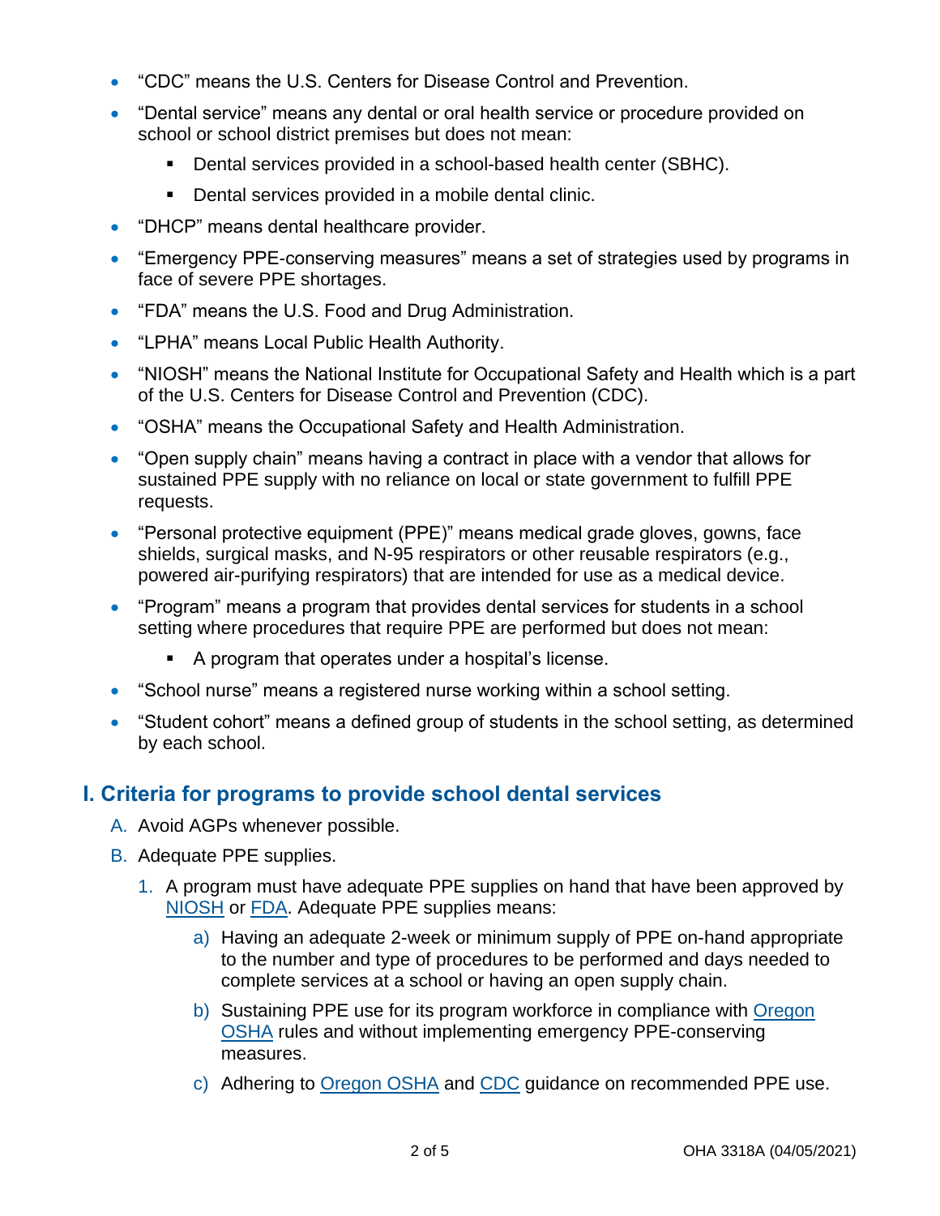- "CDC" means the U.S. Centers for Disease Control and Prevention.
- "Dental service" means any dental or oral health service or procedure provided on school or school district premises but does not mean:
  - Dental services provided in a school-based health center (SBHC).
  - Dental services provided in a mobile dental clinic.
- "DHCP" means dental healthcare provider.
- "Emergency PPE-conserving measures" means a set of strategies used by programs in face of severe PPE shortages.
- "FDA" means the U.S. Food and Drug Administration.
- "LPHA" means Local Public Health Authority.
- "NIOSH" means the National Institute for Occupational Safety and Health which is a part of the U.S. Centers for Disease Control and Prevention (CDC).
- "OSHA" means the Occupational Safety and Health Administration.
- "Open supply chain" means having a contract in place with a vendor that allows for sustained PPE supply with no reliance on local or state government to fulfill PPE requests.
- "Personal protective equipment (PPE)" means medical grade gloves, gowns, face shields, surgical masks, and N-95 respirators or other reusable respirators (e.g., powered air-purifying respirators) that are intended for use as a medical device.
- "Program" means a program that provides dental services for students in a school setting where procedures that require PPE are performed but does not mean:
  - A program that operates under a hospital's license.
- "School nurse" means a registered nurse working within a school setting.
- "Student cohort" means a defined group of students in the school setting, as determined by each school.

## I. Criteria for programs to provide school dental services

A. Avoid AGPs whenever possible.

B. Adequate PPE supplies.

1. A program must have adequate PPE supplies on hand that have been approved by NIOSH or FDA. Adequate PPE supplies means:

   a) Having an adequate 2-week or minimum supply of PPE on-hand appropriate to the number and type of procedures to be performed and days needed to complete services at a school or having an open supply chain.

   b) Sustaining PPE use for its program workforce in compliance with Oregon OSHA rules and without implementing emergency PPE-conserving measures.

   c) Adhering to Oregon OSHA and CDC guidance on recommended PPE use.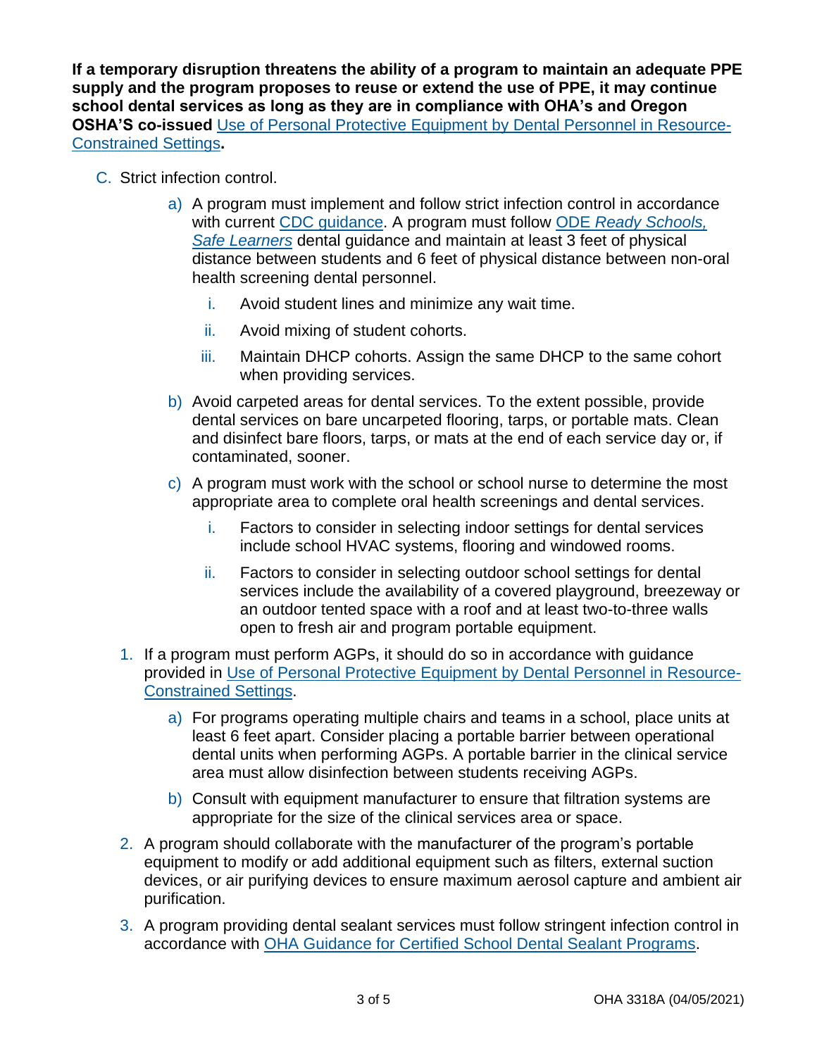**If a temporary disruption threatens the ability of a program to maintain an adequate PPE supply and the program proposes to reuse or extend the use of PPE, it may continue school dental services as long as they are in compliance with OHA's and Oregon OSHA'S co-issued** Use of Personal Protective Equipment by Dental Personnel in Resource-Constrained Settings**.**

C. Strict infection control.

   a) A program must implement and follow strict infection control in accordance with current CDC guidance. A program must follow ODE *Ready Schools, Safe Learners* dental guidance and maintain at least 3 feet of physical distance between students and 6 feet of physical distance between non-oral health screening dental personnel.

      i. Avoid student lines and minimize any wait time.

      ii. Avoid mixing of student cohorts.

      iii. Maintain DHCP cohorts. Assign the same DHCP to the same cohort when providing services.

   b) Avoid carpeted areas for dental services. To the extent possible, provide dental services on bare uncarpeted flooring, tarps, or portable mats. Clean and disinfect bare floors, tarps, or mats at the end of each service day or, if contaminated, sooner.

   c) A program must work with the school or school nurse to determine the most appropriate area to complete oral health screenings and dental services.

      i. Factors to consider in selecting indoor settings for dental services include school HVAC systems, flooring and windowed rooms.

      ii. Factors to consider in selecting outdoor school settings for dental services include the availability of a covered playground, breezeway or an outdoor tented space with a roof and at least two-to-three walls open to fresh air and program portable equipment.

1. If a program must perform AGPs, it should do so in accordance with guidance provided in Use of Personal Protective Equipment by Dental Personnel in Resource-Constrained Settings.

   a) For programs operating multiple chairs and teams in a school, place units at least 6 feet apart. Consider placing a portable barrier between operational dental units when performing AGPs. A portable barrier in the clinical service area must allow disinfection between students receiving AGPs.

   b) Consult with equipment manufacturer to ensure that filtration systems are appropriate for the size of the clinical services area or space.

2. A program should collaborate with the manufacturer of the program's portable equipment to modify or add additional equipment such as filters, external suction devices, or air purifying devices to ensure maximum aerosol capture and ambient air purification.

3. A program providing dental sealant services must follow stringent infection control in accordance with OHA Guidance for Certified School Dental Sealant Programs.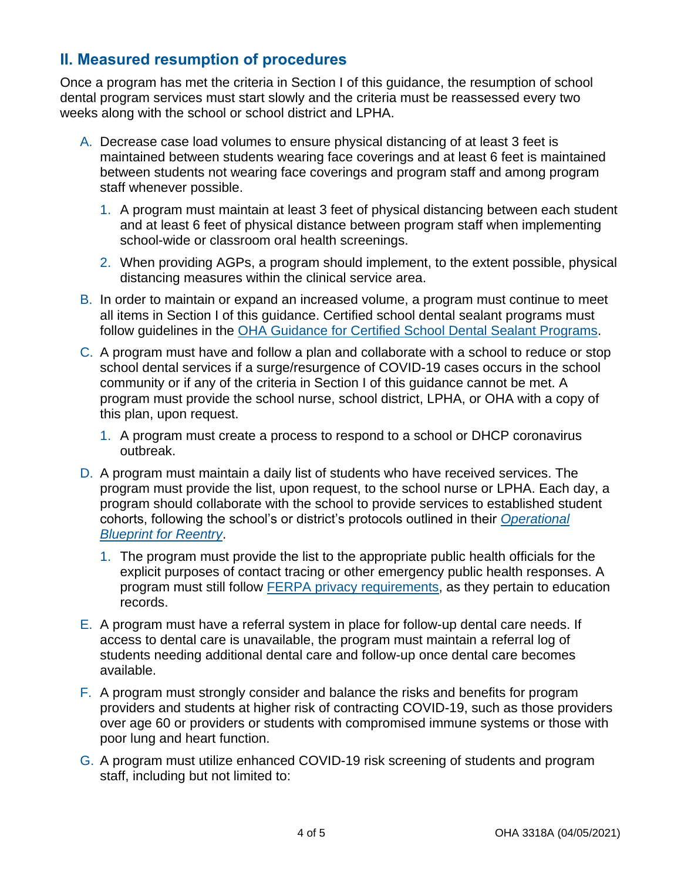## II. Measured resumption of procedures

Once a program has met the criteria in Section I of this guidance, the resumption of school dental program services must start slowly and the criteria must be reassessed every two weeks along with the school or school district and LPHA.

A. Decrease case load volumes to ensure physical distancing of at least 3 feet is maintained between students wearing face coverings and at least 6 feet is maintained between students not wearing face coverings and program staff and among program staff whenever possible.

   1. A program must maintain at least 3 feet of physical distancing between each student and at least 6 feet of physical distance between program staff when implementing school-wide or classroom oral health screenings.

   2. When providing AGPs, a program should implement, to the extent possible, physical distancing measures within the clinical service area.

B. In order to maintain or expand an increased volume, a program must continue to meet all items in Section I of this guidance. Certified school dental sealant programs must follow guidelines in the [OHA Guidance for Certified School Dental Sealant Programs](#).

C. A program must have and follow a plan and collaborate with a school to reduce or stop school dental services if a surge/resurgence of COVID-19 cases occurs in the school community or if any of the criteria in Section I of this guidance cannot be met. A program must provide the school nurse, school district, LPHA, or OHA with a copy of this plan, upon request.

   1. A program must create a process to respond to a school or DHCP coronavirus outbreak.

D. A program must maintain a daily list of students who have received services. The program must provide the list, upon request, to the school nurse or LPHA. Each day, a program should collaborate with the school to provide services to established student cohorts, following the school's or district's protocols outlined in their [*Operational Blueprint for Reentry*](#).

   1. The program must provide the list to the appropriate public health officials for the explicit purposes of contact tracing or other emergency public health responses. A program must still follow [FERPA privacy requirements](#), as they pertain to education records.

E. A program must have a referral system in place for follow-up dental care needs. If access to dental care is unavailable, the program must maintain a referral log of students needing additional dental care and follow-up once dental care becomes available.

F. A program must strongly consider and balance the risks and benefits for program providers and students at higher risk of contracting COVID-19, such as those providers over age 60 or providers or students with compromised immune systems or those with poor lung and heart function.

G. A program must utilize enhanced COVID-19 risk screening of students and program staff, including but not limited to: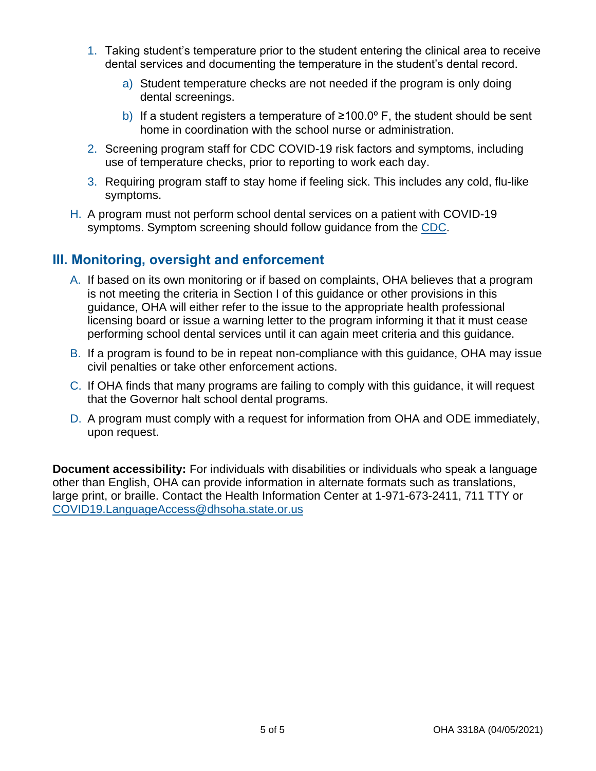1. Taking student's temperature prior to the student entering the clinical area to receive dental services and documenting the temperature in the student's dental record.
    a) Student temperature checks are not needed if the program is only doing dental screenings.
    b) If a student registers a temperature of ≥100.0º F, the student should be sent home in coordination with the school nurse or administration.
2. Screening program staff for CDC COVID-19 risk factors and symptoms, including use of temperature checks, prior to reporting to work each day.
3. Requiring program staff to stay home if feeling sick. This includes any cold, flu-like symptoms.

H. A program must not perform school dental services on a patient with COVID-19 symptoms. Symptom screening should follow guidance from the CDC.

## III. Monitoring, oversight and enforcement

A. If based on its own monitoring or if based on complaints, OHA believes that a program is not meeting the criteria in Section I of this guidance or other provisions in this guidance, OHA will either refer to the issue to the appropriate health professional licensing board or issue a warning letter to the program informing it that it must cease performing school dental services until it can again meet criteria and this guidance.

B. If a program is found to be in repeat non-compliance with this guidance, OHA may issue civil penalties or take other enforcement actions.

C. If OHA finds that many programs are failing to comply with this guidance, it will request that the Governor halt school dental programs.

D. A program must comply with a request for information from OHA and ODE immediately, upon request.

**Document accessibility:** For individuals with disabilities or individuals who speak a language other than English, OHA can provide information in alternate formats such as translations, large print, or braille. Contact the Health Information Center at 1-971-673-2411, 711 TTY or COVID19.LanguageAccess@dhsoha.state.or.us

OHA 3318A (04/05/2021)